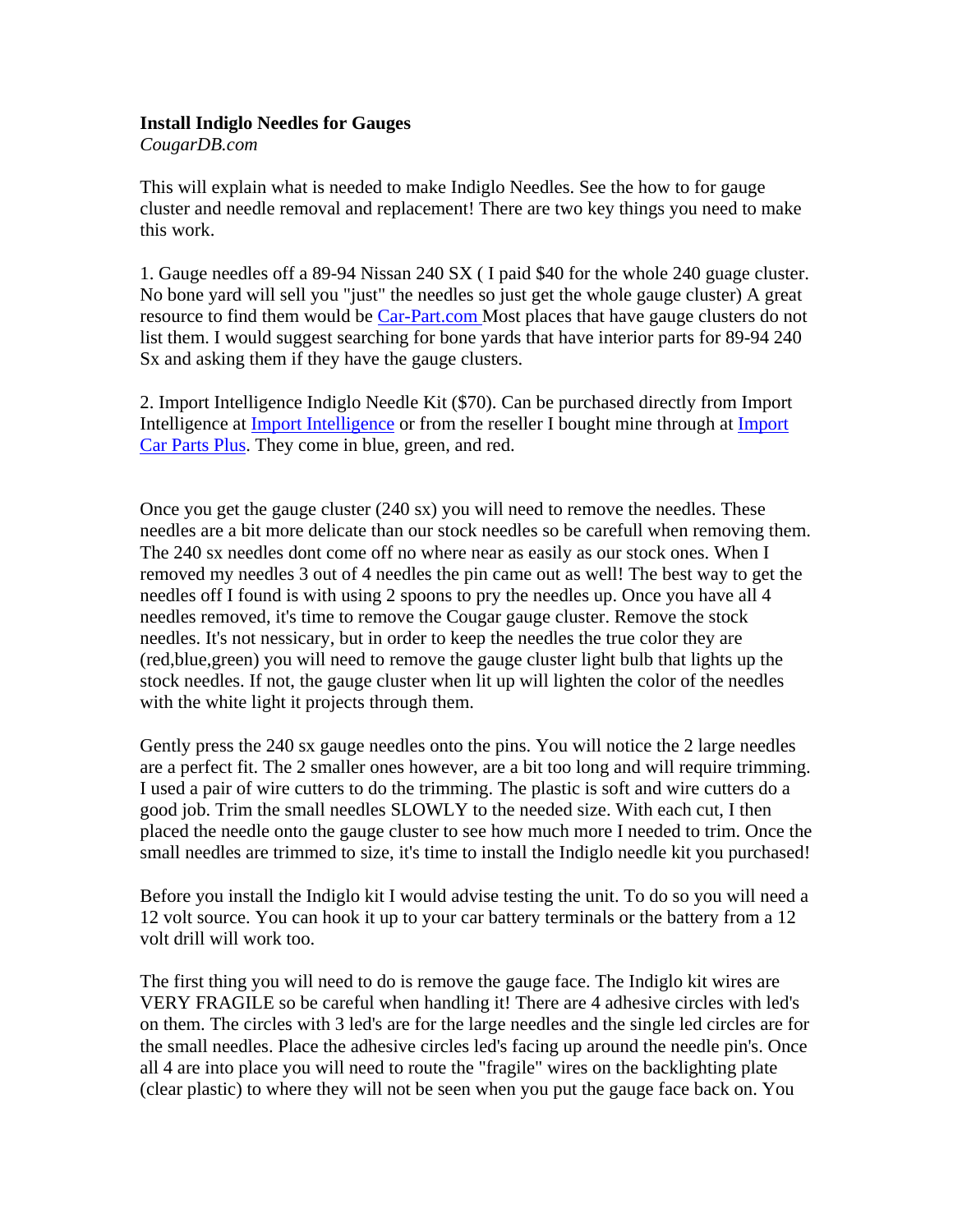**Install Indiglo Needles for Gauges**
*CougarDB.com*

This will explain what is needed to make Indiglo Needles. See the how to for gauge cluster and needle removal and replacement! There are two key things you need to make this work.

1. Gauge needles off a 89-94 Nissan 240 SX ( I paid $40 for the whole 240 guage cluster. No bone yard will sell you "just" the needles so just get the whole gauge cluster) A great resource to find them would be [Car-Part.com](Car-Part.com) Most places that have gauge clusters do not list them. I would suggest searching for bone yards that have interior parts for 89-94 240 Sx and asking them if they have the gauge clusters.

2. Import Intelligence Indiglo Needle Kit ($70). Can be purchased directly from Import Intelligence at [Import Intelligence]() or from the reseller I bought mine through at [Import Car Parts Plus](). They come in blue, green, and red.

Once you get the gauge cluster (240 sx) you will need to remove the needles. These needles are a bit more delicate than our stock needles so be carefull when removing them. The 240 sx needles dont come off no where near as easily as our stock ones. When I removed my needles 3 out of 4 needles the pin came out as well! The best way to get the needles off I found is with using 2 spoons to pry the needles up. Once you have all 4 needles removed, it's time to remove the Cougar gauge cluster. Remove the stock needles. It's not nessicary, but in order to keep the needles the true color they are (red,blue,green) you will need to remove the gauge cluster light bulb that lights up the stock needles. If not, the gauge cluster when lit up will lighten the color of the needles with the white light it projects through them.

Gently press the 240 sx gauge needles onto the pins. You will notice the 2 large needles are a perfect fit. The 2 smaller ones however, are a bit too long and will require trimming. I used a pair of wire cutters to do the trimming. The plastic is soft and wire cutters do a good job. Trim the small needles SLOWLY to the needed size. With each cut, I then placed the needle onto the gauge cluster to see how much more I needed to trim. Once the small needles are trimmed to size, it's time to install the Indiglo needle kit you purchased!

Before you install the Indiglo kit I would advise testing the unit. To do so you will need a 12 volt source. You can hook it up to your car battery terminals or the battery from a 12 volt drill will work too.

The first thing you will need to do is remove the gauge face. The Indiglo kit wires are VERY FRAGILE so be careful when handling it! There are 4 adhesive circles with led's on them. The circles with 3 led's are for the large needles and the single led circles are for the small needles. Place the adhesive circles led's facing up around the needle pin's. Once all 4 are into place you will need to route the "fragile" wires on the backlighting plate (clear plastic) to where they will not be seen when you put the gauge face back on. You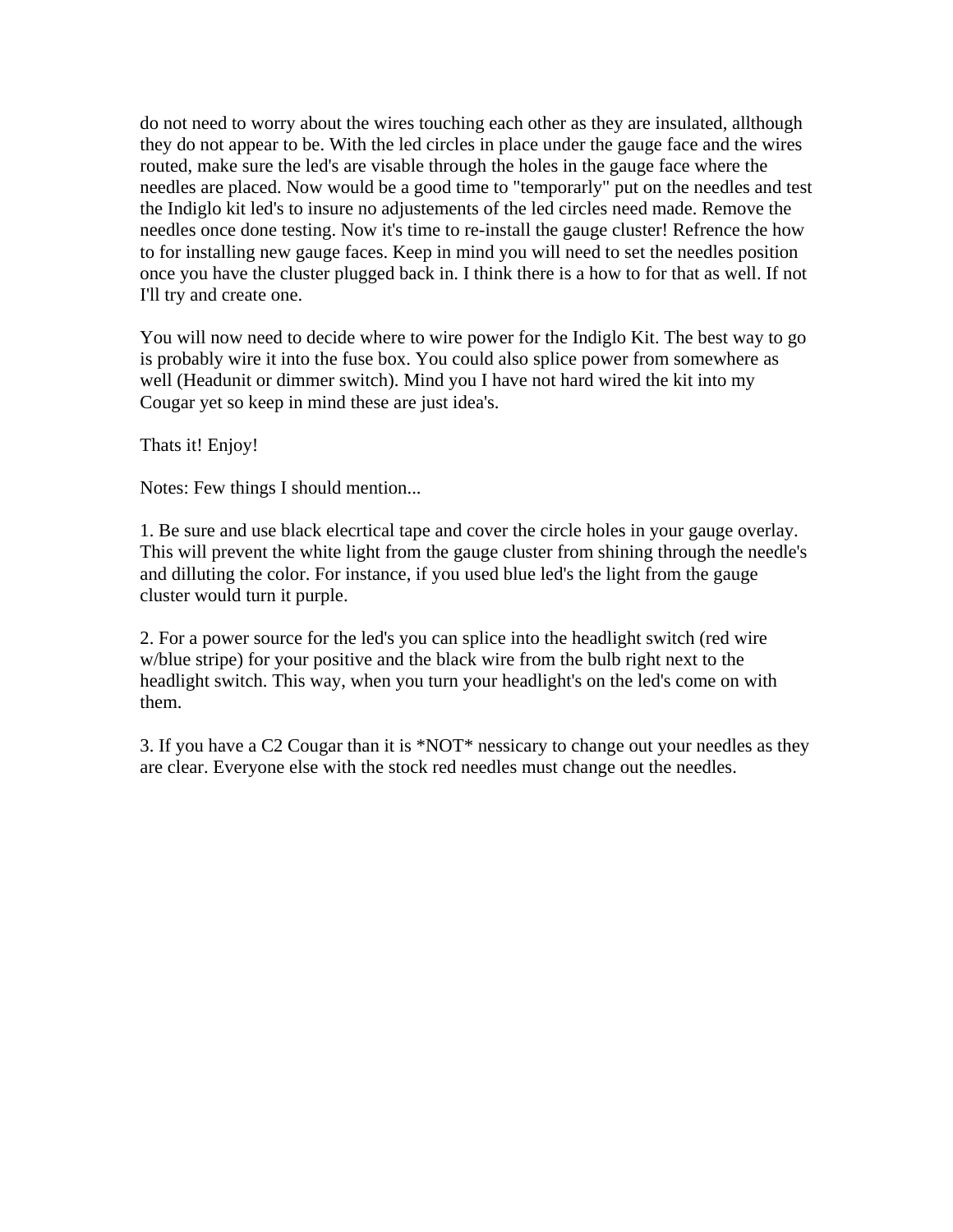do not need to worry about the wires touching each other as they are insulated, allthough they do not appear to be. With the led circles in place under the gauge face and the wires routed, make sure the led's are visable through the holes in the gauge face where the needles are placed. Now would be a good time to "temporarly" put on the needles and test the Indiglo kit led's to insure no adjustements of the led circles need made. Remove the needles once done testing. Now it's time to re-install the gauge cluster! Refrence the how to for installing new gauge faces. Keep in mind you will need to set the needles position once you have the cluster plugged back in. I think there is a how to for that as well. If not I'll try and create one.

You will now need to decide where to wire power for the Indiglo Kit. The best way to go is probably wire it into the fuse box. You could also splice power from somewhere as well (Headunit or dimmer switch). Mind you I have not hard wired the kit into my Cougar yet so keep in mind these are just idea's.

Thats it! Enjoy!

Notes: Few things I should mention...

1. Be sure and use black elecrtical tape and cover the circle holes in your gauge overlay. This will prevent the white light from the gauge cluster from shining through the needle's and dilluting the color. For instance, if you used blue led's the light from the gauge cluster would turn it purple.

2. For a power source for the led's you can splice into the headlight switch (red wire w/blue stripe) for your positive and the black wire from the bulb right next to the headlight switch. This way, when you turn your headlight's on the led's come on with them.

3. If you have a C2 Cougar than it is *NOT* nessicary to change out your needles as they are clear. Everyone else with the stock red needles must change out the needles.